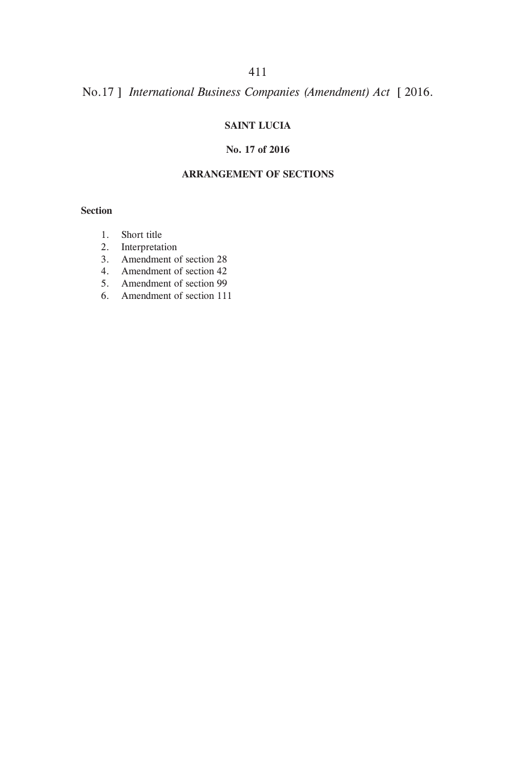**SAINT LUCIA**

**No. 17 of 2016**

**ARRANGEMENT OF SECTIONS**

**Section**

1. Short title
2. Interpretation
3. Amendment of section 28
4. Amendment of section 42
5. Amendment of section 99
6. Amendment of section 111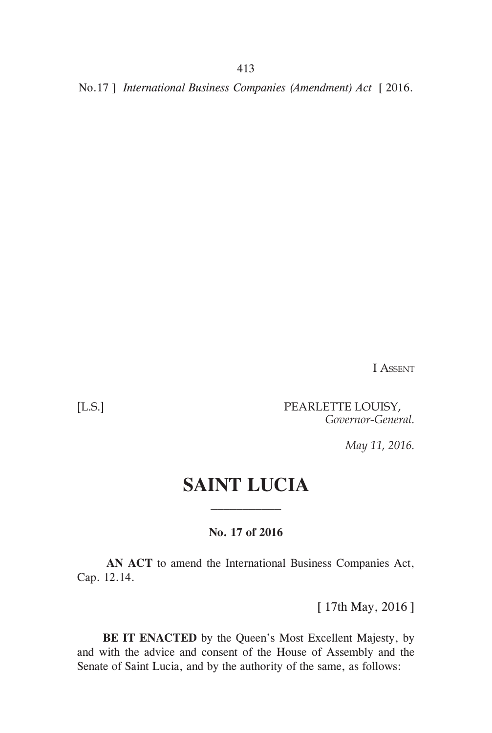I Assent

[L.S.] PEARLETTE LOUISY,
*Governor-General.*

*May 11, 2016.*

# SAINT LUCIA

**No. 17 of 2016**

**AN ACT** to amend the International Business Companies Act, Cap. 12.14.

[ 17th May, 2016 ]

**BE IT ENACTED** by the Queen's Most Excellent Majesty, by and with the advice and consent of the House of Assembly and the Senate of Saint Lucia, and by the authority of the same, as follows: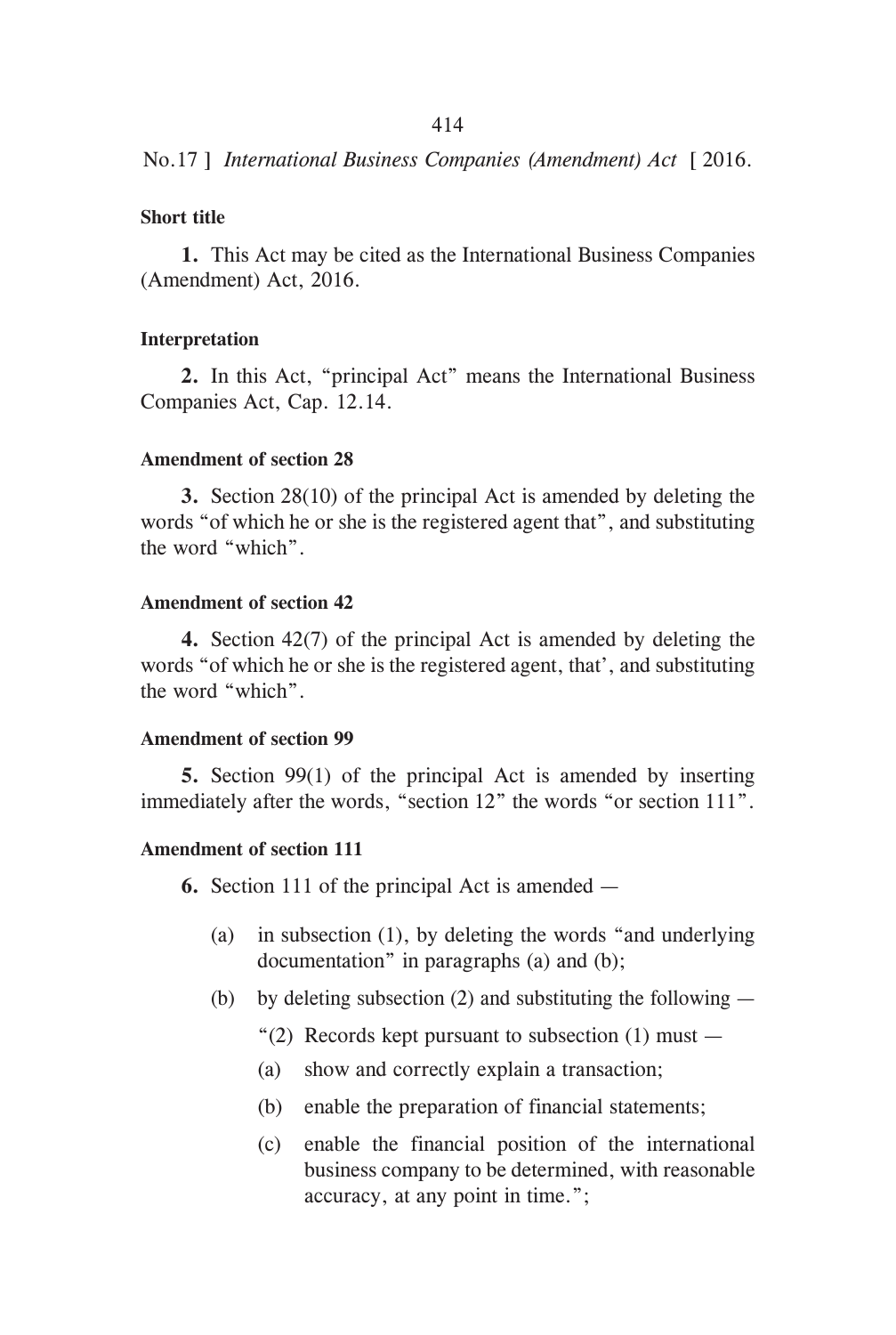**Short title**

**1.** This Act may be cited as the International Business Companies (Amendment) Act, 2016.

**Interpretation**

**2.** In this Act, "principal Act" means the International Business Companies Act, Cap. 12.14.

**Amendment of section 28**

**3.** Section 28(10) of the principal Act is amended by deleting the words "of which he or she is the registered agent that", and substituting the word "which".

**Amendment of section 42**

**4.** Section 42(7) of the principal Act is amended by deleting the words "of which he or she is the registered agent, that', and substituting the word "which".

**Amendment of section 99**

**5.** Section 99(1) of the principal Act is amended by inserting immediately after the words, "section 12" the words "or section 111".

**Amendment of section 111**

**6.** Section 111 of the principal Act is amended —

(a) in subsection (1), by deleting the words "and underlying documentation" in paragraphs (a) and (b);

(b) by deleting subsection (2) and substituting the following —

"(2) Records kept pursuant to subsection (1) must —

(a) show and correctly explain a transaction;

(b) enable the preparation of financial statements;

(c) enable the financial position of the international business company to be determined, with reasonable accuracy, at any point in time.";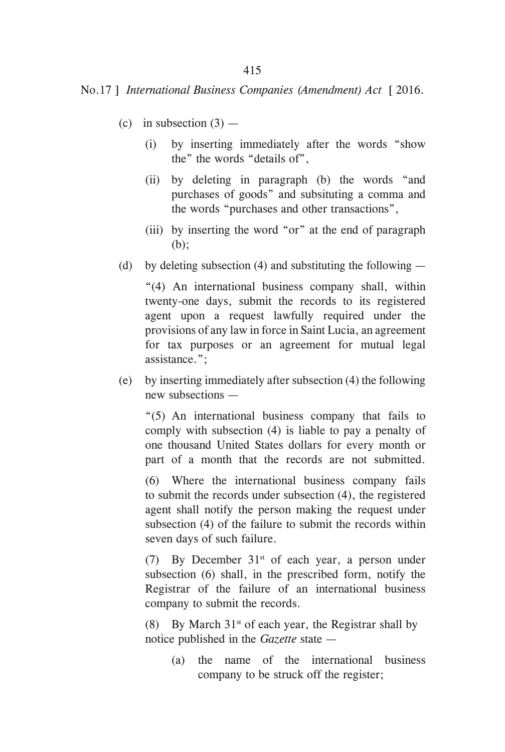(c) in subsection (3) —

(i) by inserting immediately after the words "show the" the words "details of",

(ii) by deleting in paragraph (b) the words "and purchases of goods" and subsituting a comma and the words "purchases and other transactions",

(iii) by inserting the word "or" at the end of paragraph (b);

(d) by deleting subsection (4) and substituting the following —

"(4) An international business company shall, within twenty-one days, submit the records to its registered agent upon a request lawfully required under the provisions of any law in force in Saint Lucia, an agreement for tax purposes or an agreement for mutual legal assistance.";

(e) by inserting immediately after subsection (4) the following new subsections —

"(5) An international business company that fails to comply with subsection (4) is liable to pay a penalty of one thousand United States dollars for every month or part of a month that the records are not submitted.

(6) Where the international business company fails to submit the records under subsection (4), the registered agent shall notify the person making the request under subsection (4) of the failure to submit the records within seven days of such failure.

(7) By December 31st of each year, a person under subsection (6) shall, in the prescribed form, notify the Registrar of the failure of an international business company to submit the records.

(8) By March 31st of each year, the Registrar shall by notice published in the *Gazette* state —

(a) the name of the international business company to be struck off the register;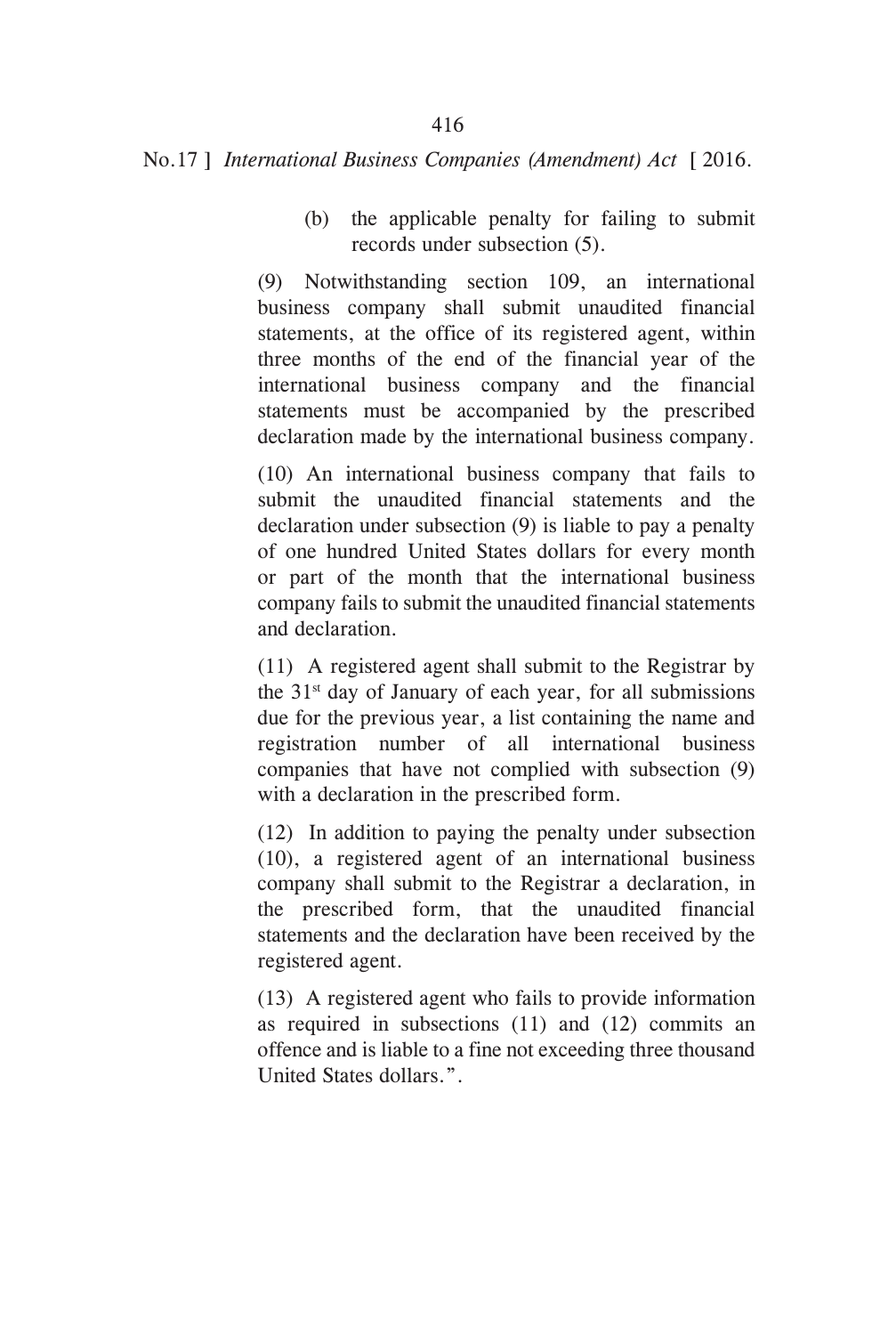(b) the applicable penalty for failing to submit records under subsection (5).

(9) Notwithstanding section 109, an international business company shall submit unaudited financial statements, at the office of its registered agent, within three months of the end of the financial year of the international business company and the financial statements must be accompanied by the prescribed declaration made by the international business company.

(10) An international business company that fails to submit the unaudited financial statements and the declaration under subsection (9) is liable to pay a penalty of one hundred United States dollars for every month or part of the month that the international business company fails to submit the unaudited financial statements and declaration.

(11) A registered agent shall submit to the Registrar by the 31st day of January of each year, for all submissions due for the previous year, a list containing the name and registration number of all international business companies that have not complied with subsection (9) with a declaration in the prescribed form.

(12) In addition to paying the penalty under subsection (10), a registered agent of an international business company shall submit to the Registrar a declaration, in the prescribed form, that the unaudited financial statements and the declaration have been received by the registered agent.

(13) A registered agent who fails to provide information as required in subsections (11) and (12) commits an offence and is liable to a fine not exceeding three thousand United States dollars.".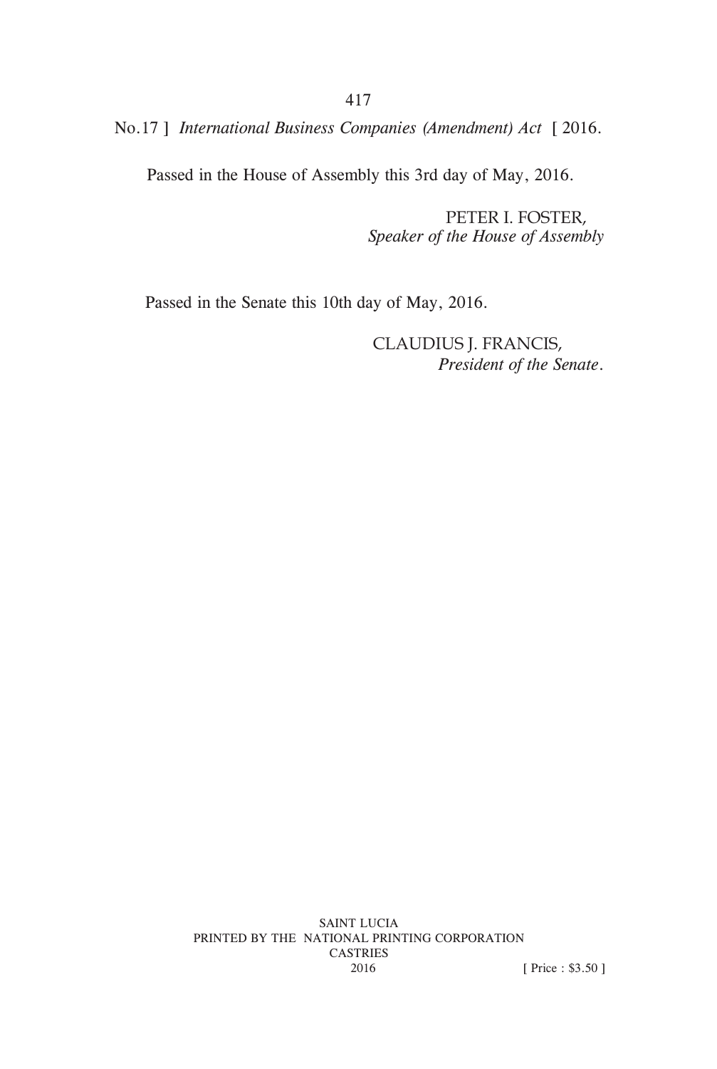Passed in the House of Assembly this 3rd day of May, 2016.

PETER I. FOSTER,
*Speaker of the House of Assembly*

Passed in the Senate this 10th day of May, 2016.

CLAUDIUS J. FRANCIS,
*President of the Senate*.

SAINT LUCIA
PRINTED BY THE NATIONAL PRINTING CORPORATION
CASTRIES
2016

[ Price : $3.50 ]